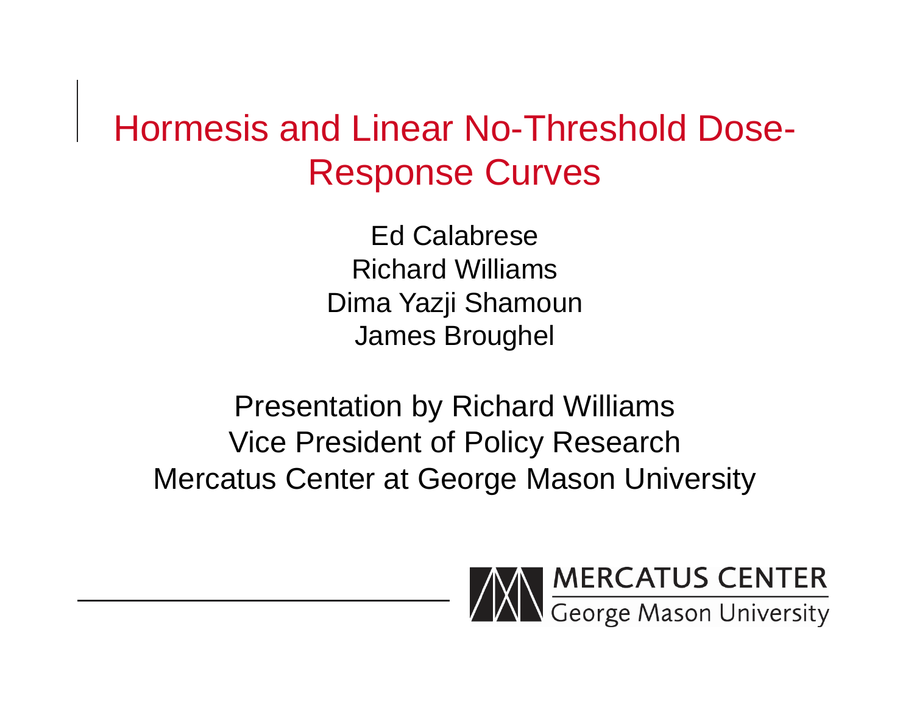# Hormesis and Linear No-Threshold Dose-Response Curves

Ed Calabrese
Richard Williams
Dima Yazji Shamoun
James Broughel

Presentation by Richard Williams
Vice President of Policy Research
Mercatus Center at George Mason University

MERCATUS CENTER
George Mason University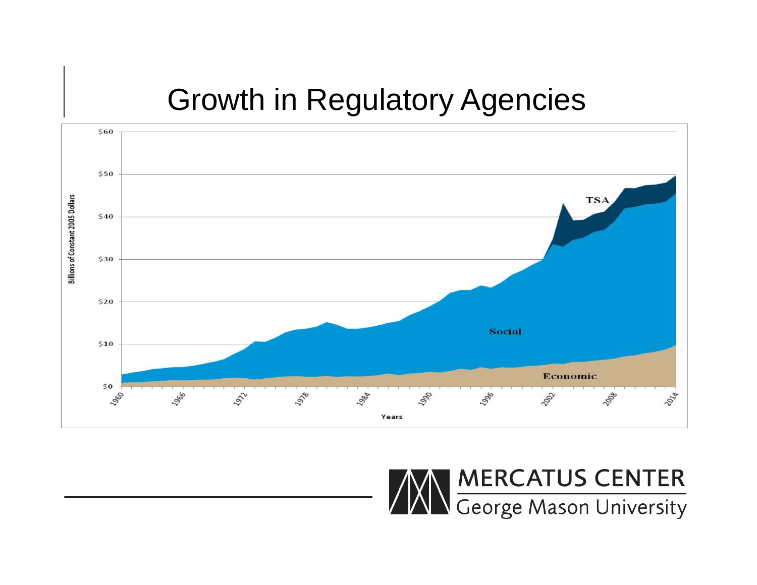# Growth in Regulatory Agencies

MERCATUS CENTER
George Mason University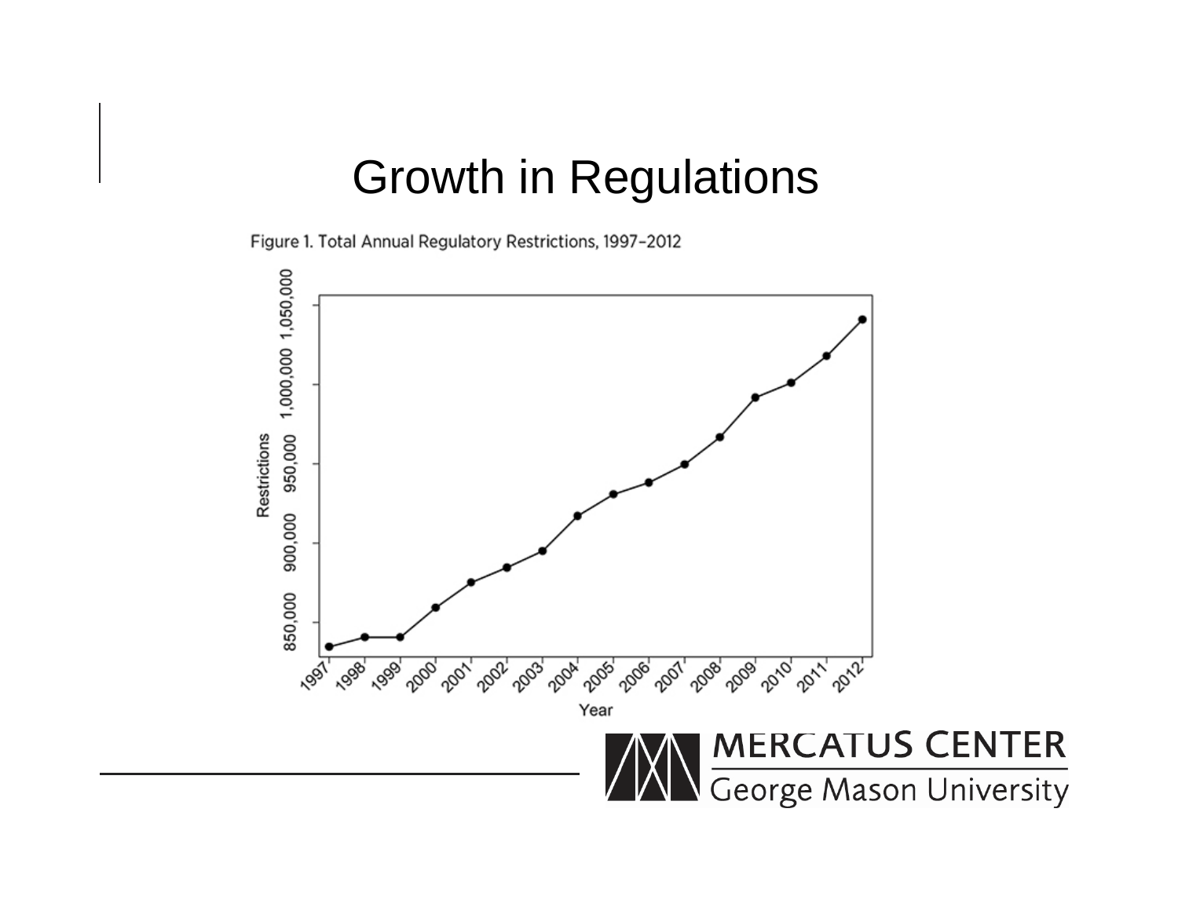# Growth in Regulations

Figure 1. Total Annual Regulatory Restrictions, 1997–2012

MERCATUS CENTER
George Mason University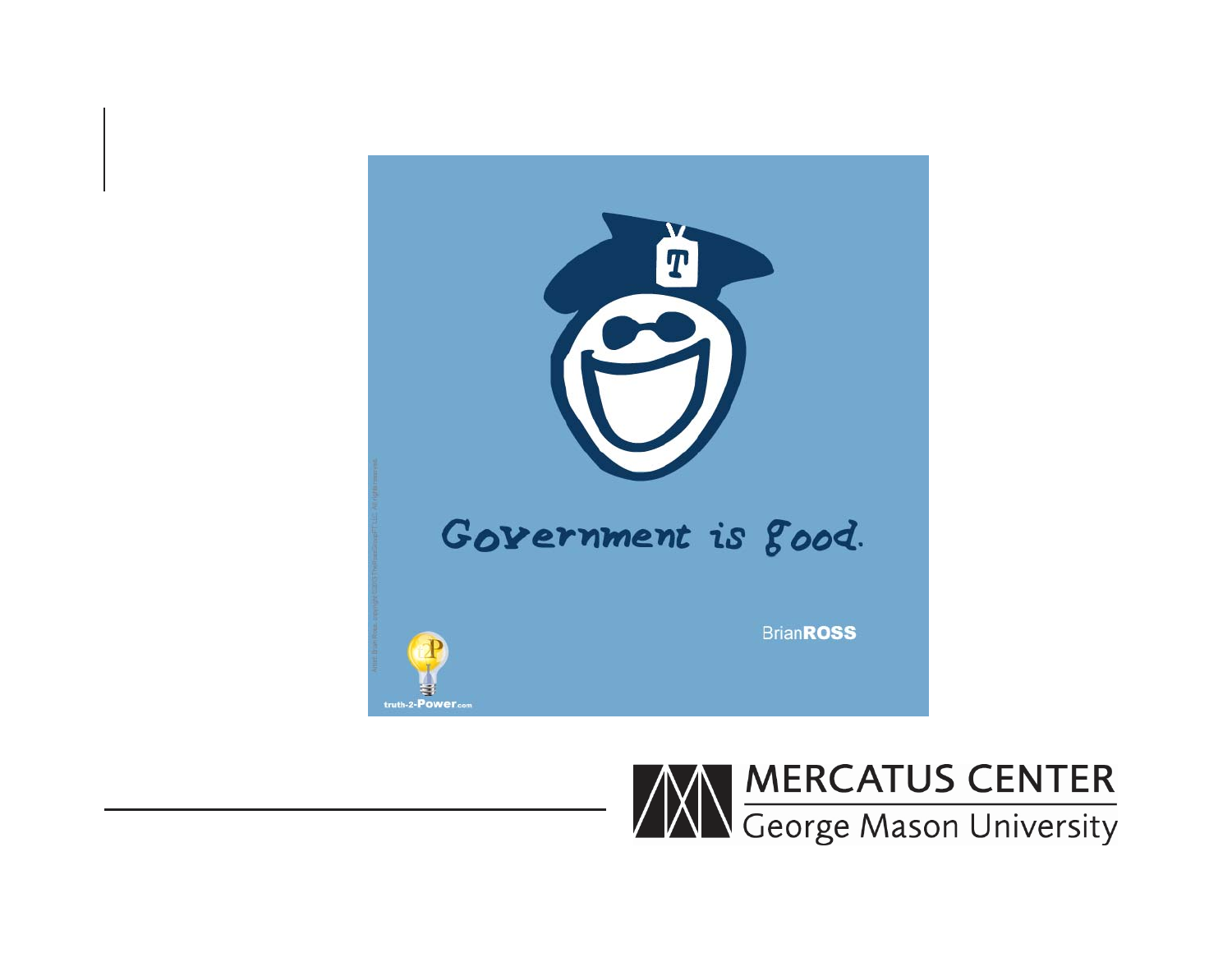Government is good.

BrianROSS

truth-2-Power.com

MERCATUS CENTER
George Mason University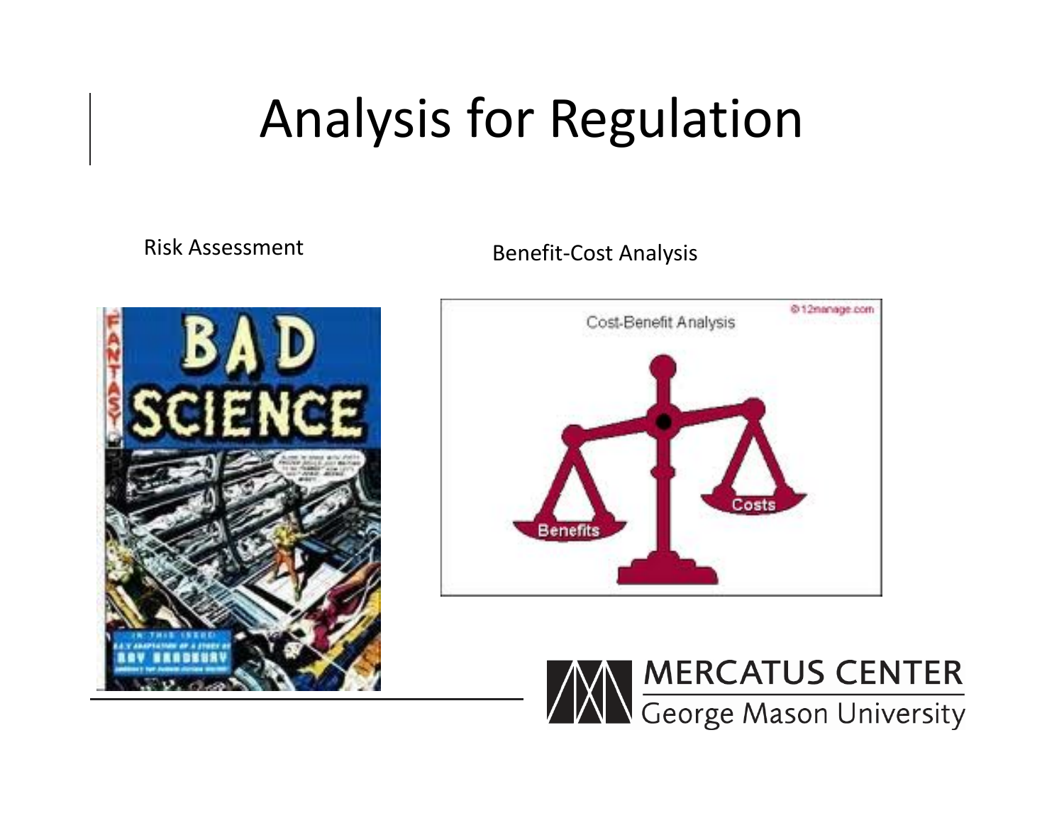# Analysis for Regulation

Risk Assessment

Benefit-Cost Analysis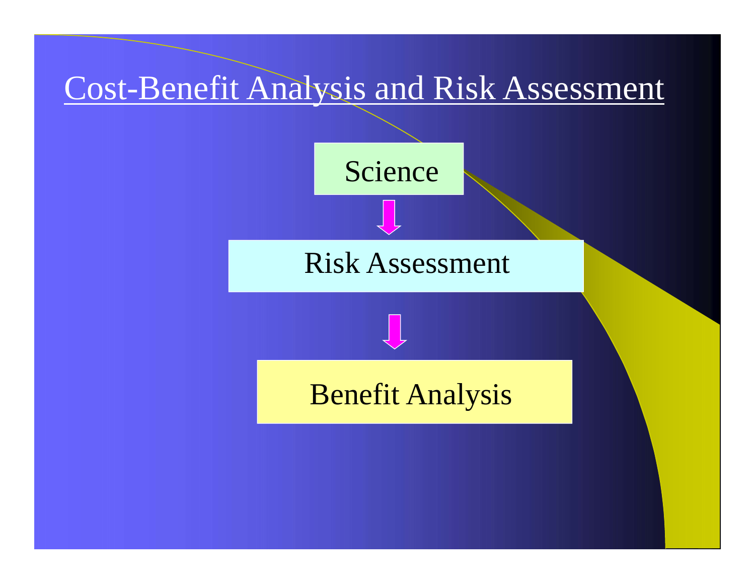# Cost-Benefit Analysis and Risk Assessment

Science

↓

Risk Assessment

↓

Benefit Analysis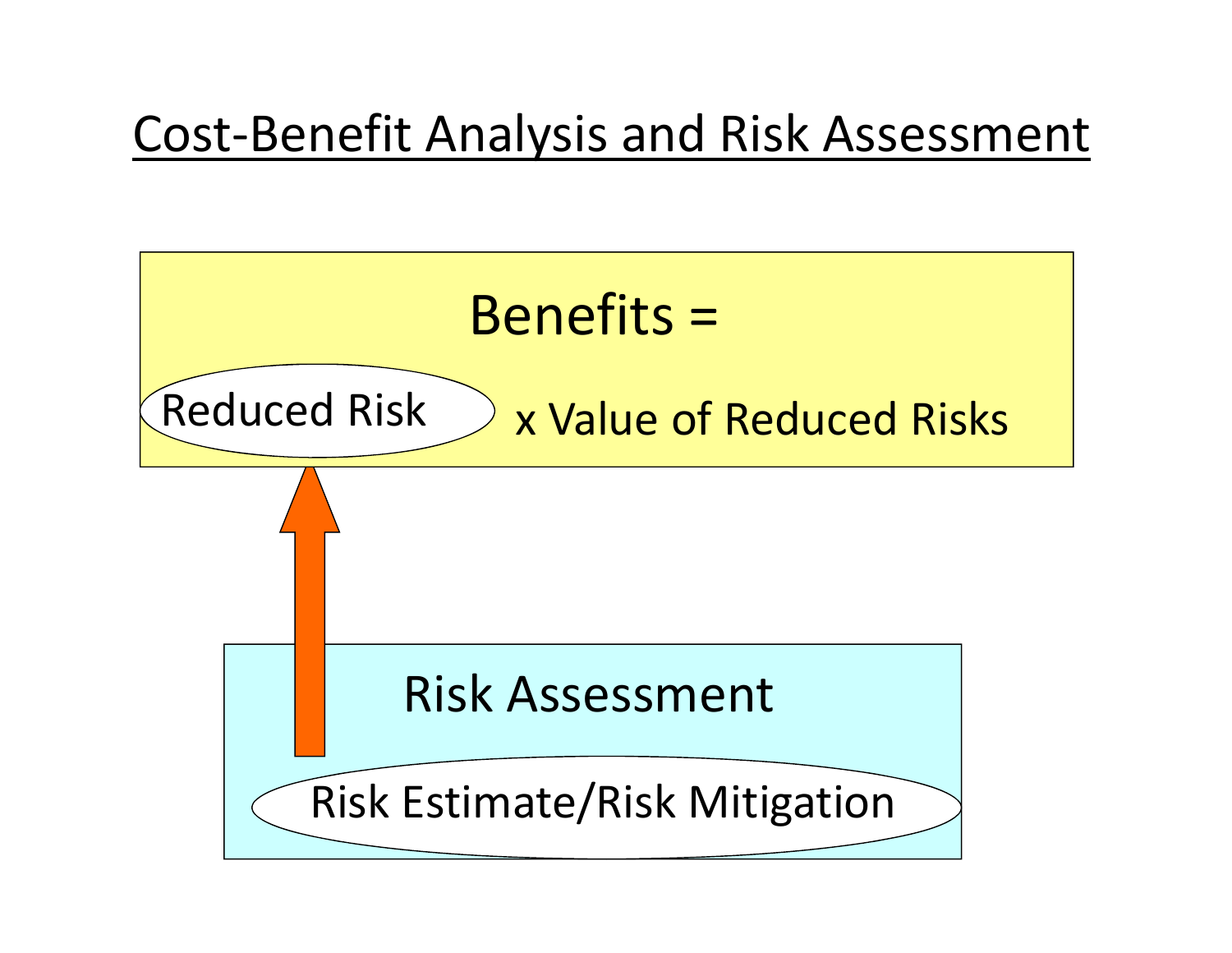# Cost-Benefit Analysis and Risk Assessment

Benefits =

Reduced Risk x Value of Reduced Risks

Risk Assessment

Risk Estimate/Risk Mitigation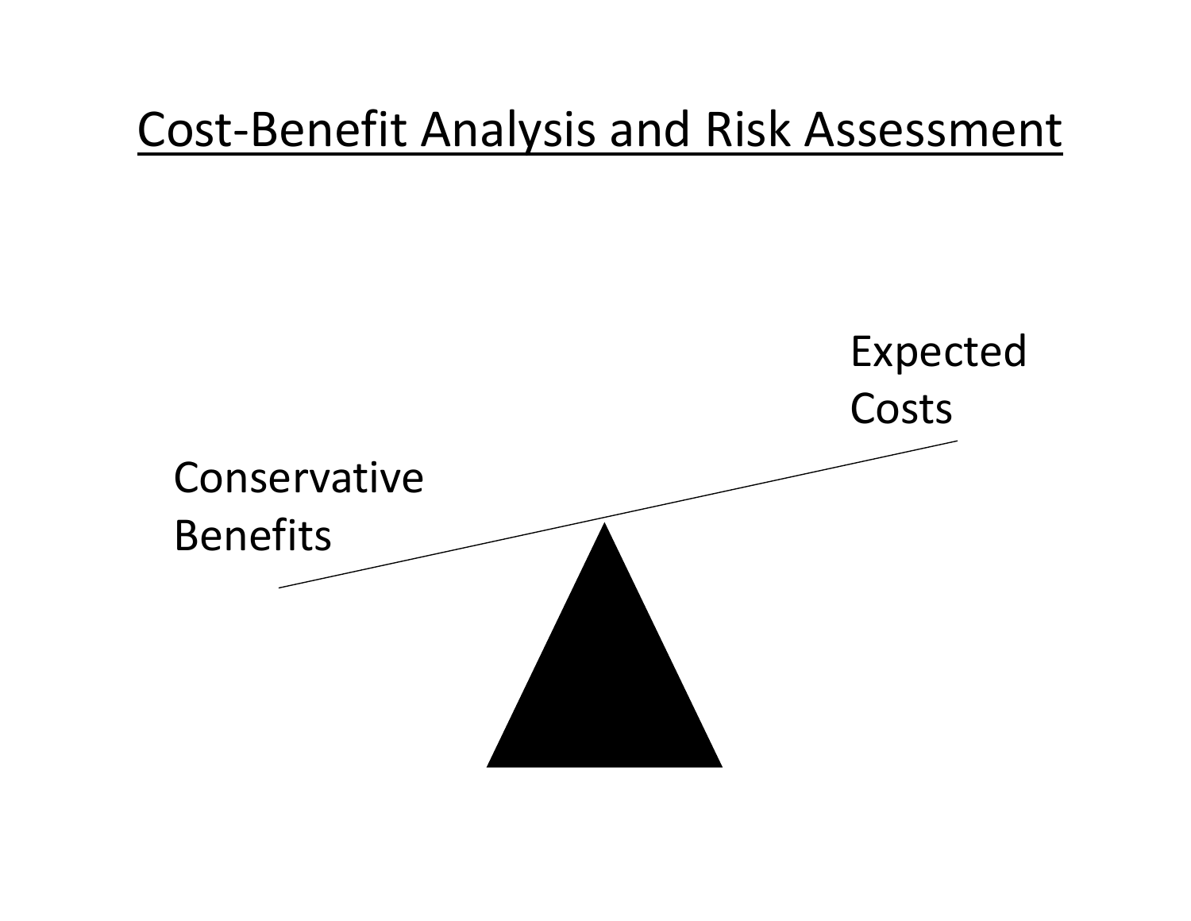# Cost-Benefit Analysis and Risk Assessment

Expected Costs

Conservative Benefits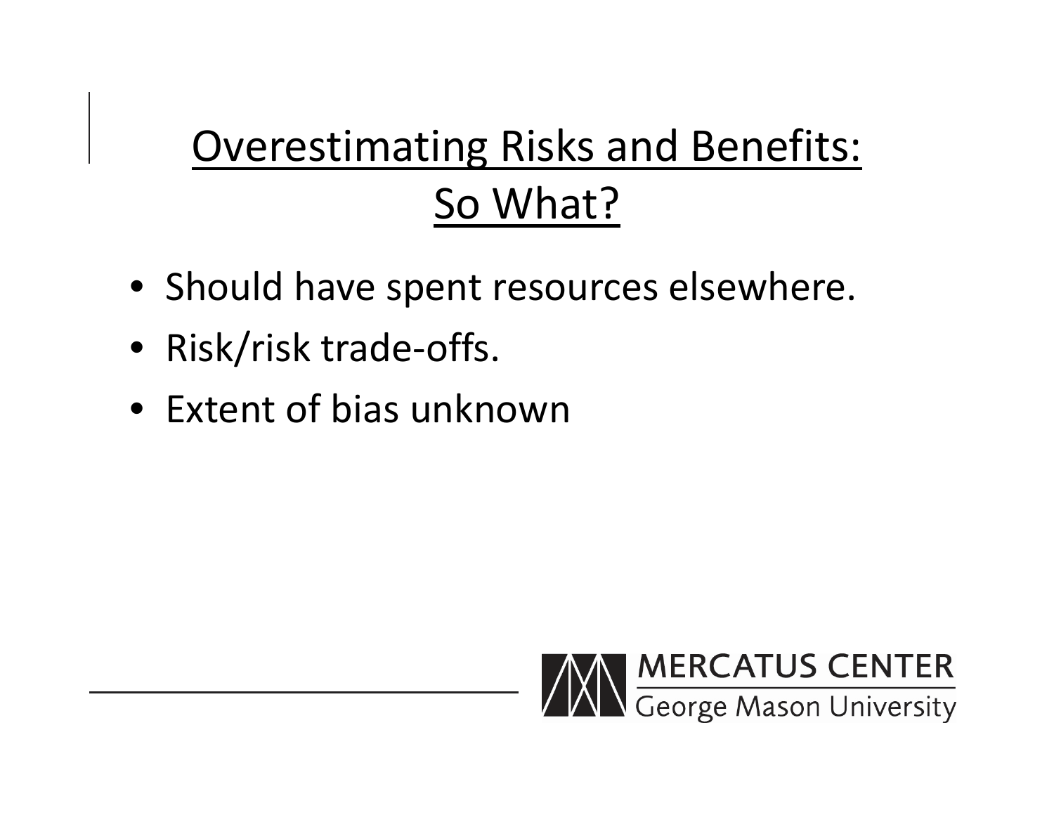# Overestimating Risks and Benefits: So What?

- Should have spent resources elsewhere.
- Risk/risk trade-offs.
- Extent of bias unknown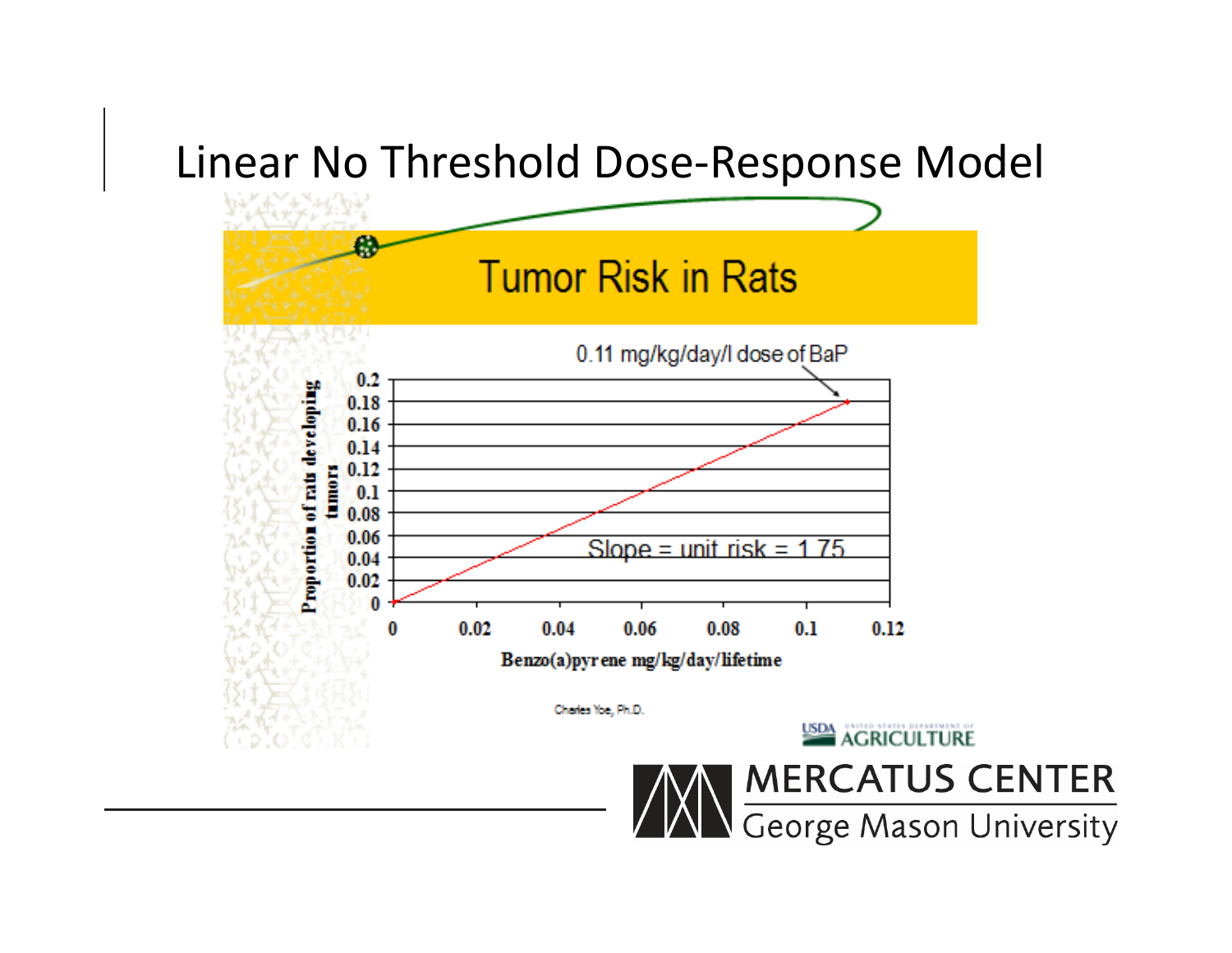# Linear No Threshold Dose-Response Model

## Tumor Risk in Rats

0.11 mg/kg/day/l dose of BaP

Slope = unit risk = 1.75

Proportion of rats developing tumors

Benzo(a)pyrene mg/kg/day/lifetime

Charles Yoe, Ph.D.

USDA AGRICULTURE

MERCATUS CENTER
George Mason University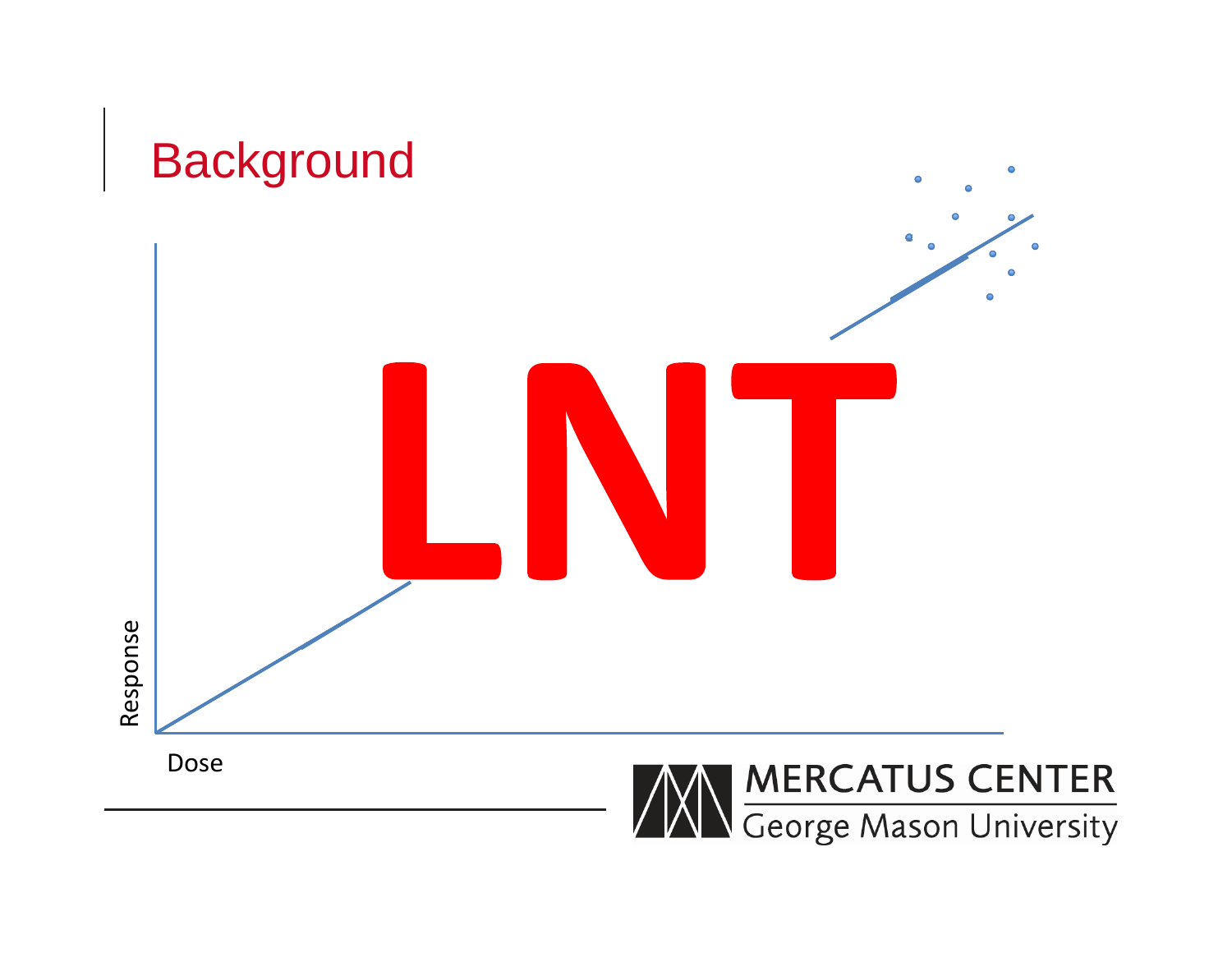## Background

LNT

Response

Dose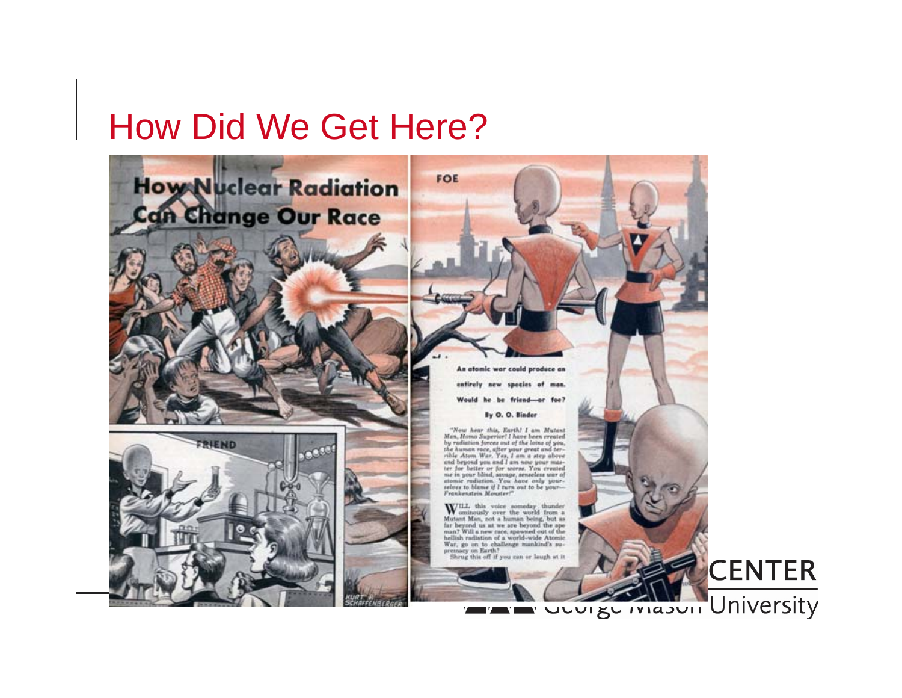# How Did We Get Here?

## How Nuclear Radiation Can Change Our Race

FOE

FRIEND

**An atomic war could produce an entirely new species of man. Would he be friend—or foe?**

**By O. O. Binder**

*"Now hear this, Earth! I am Mutant Man, Homo Superior! I have been created by radiation forces out of the loins of you, the human race, after your great and terrible Atom War. Yes, I am a step above and beyond you and I am now your master for better or for worse. You created me in your blind, savage, senseless war of atomic radiation. You have only yourselves to blame if I turn out to be your—Frankenstein Monster!"*

WILL this voice someday thunder ominously over the world from a Mutant Man, not a human being, but as far beyond us as we are beyond the ape man? Will a new race, spawned out of the hellish radiation of a world-wide Atomic War, go on to challenge mankind's supremacy on Earth?

Shrug this off if you can or laugh at it

KURT S. SCHAFFENBERGER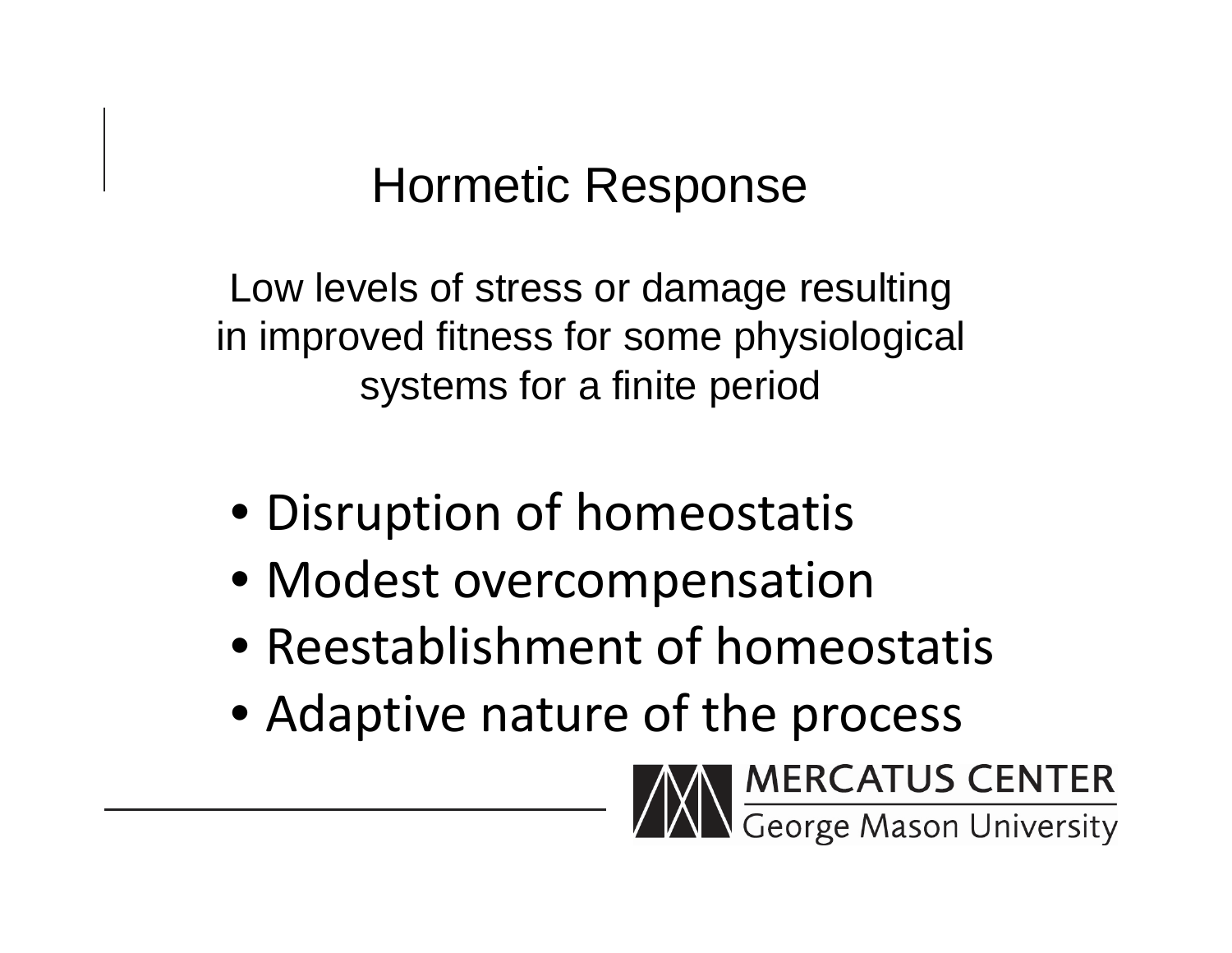# Hormetic Response

Low levels of stress or damage resulting in improved fitness for some physiological systems for a finite period

- Disruption of homeostatis
- Modest overcompensation
- Reestablishment of homeostatis
- Adaptive nature of the process

MERCATUS CENTER
George Mason University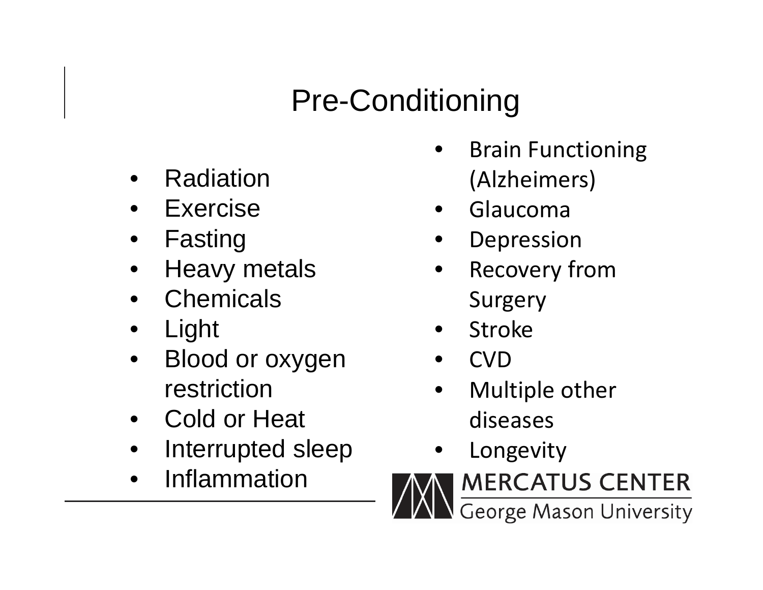# Pre-Conditioning

- Radiation
- Exercise
- Fasting
- Heavy metals
- Chemicals
- Light
- Blood or oxygen restriction
- Cold or Heat
- Interrupted sleep
- Inflammation

- Brain Functioning (Alzheimers)
- Glaucoma
- Depression
- Recovery from Surgery
- Stroke
- CVD
- Multiple other diseases
- Longevity

MERCATUS CENTER
George Mason University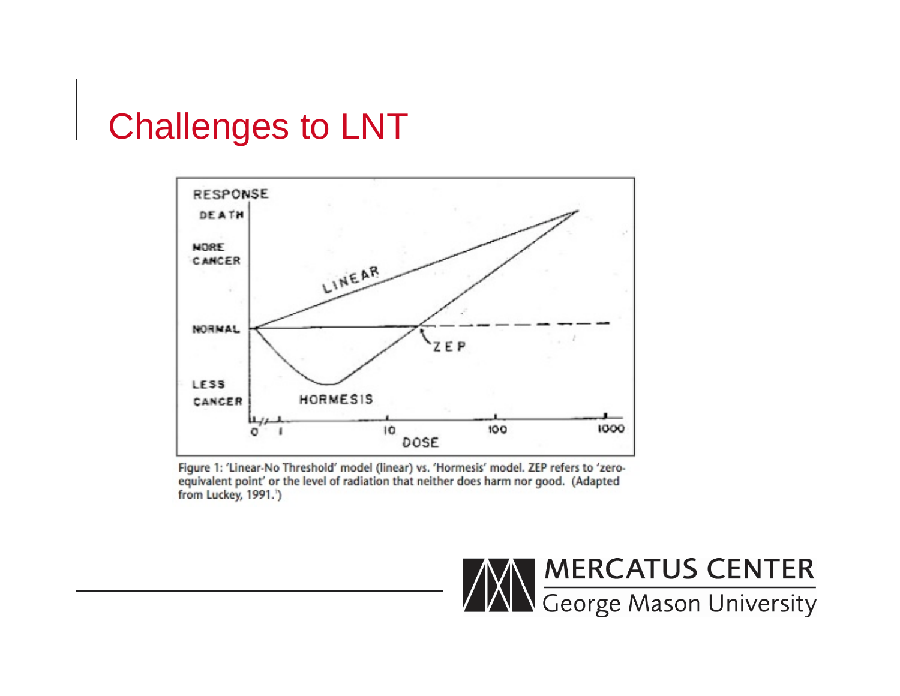# Challenges to LNT

Figure 1: 'Linear-No Threshold' model (linear) vs. 'Hormesis' model. ZEP refers to 'zero-equivalent point' or the level of radiation that neither does harm nor good. (Adapted from Luckey, 1991.[1])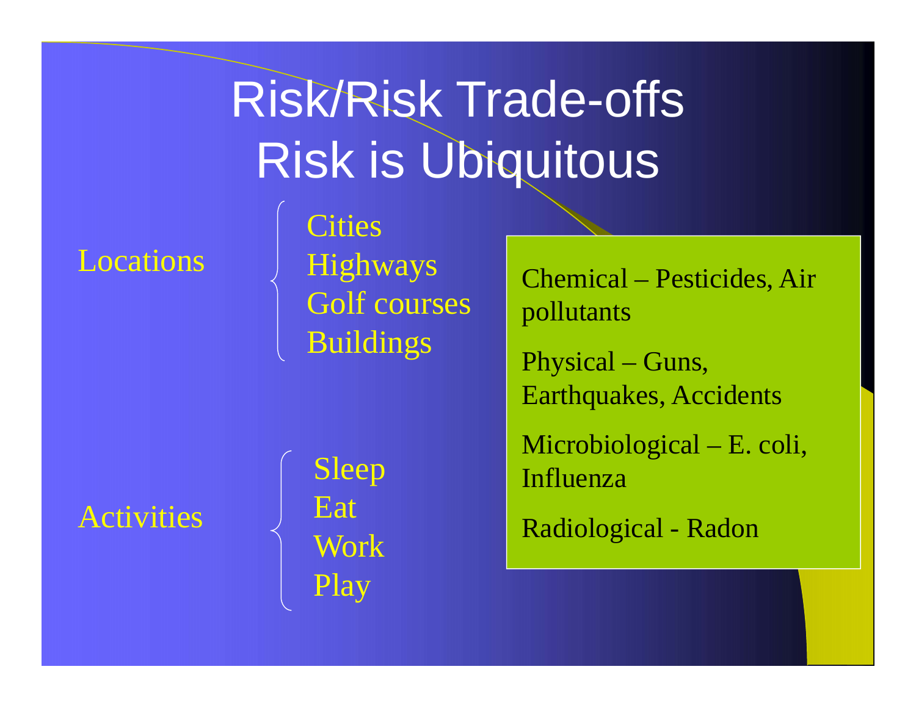# Risk/Risk Trade-offs
# Risk is Ubiquitous

**Locations**
- Cities
- Highways
- Golf courses
- Buildings

**Activities**
- Sleep
- Eat
- Work
- Play

Chemical – Pesticides, Air pollutants

Physical – Guns, Earthquakes, Accidents

Microbiological – E. coli, Influenza

Radiological - Radon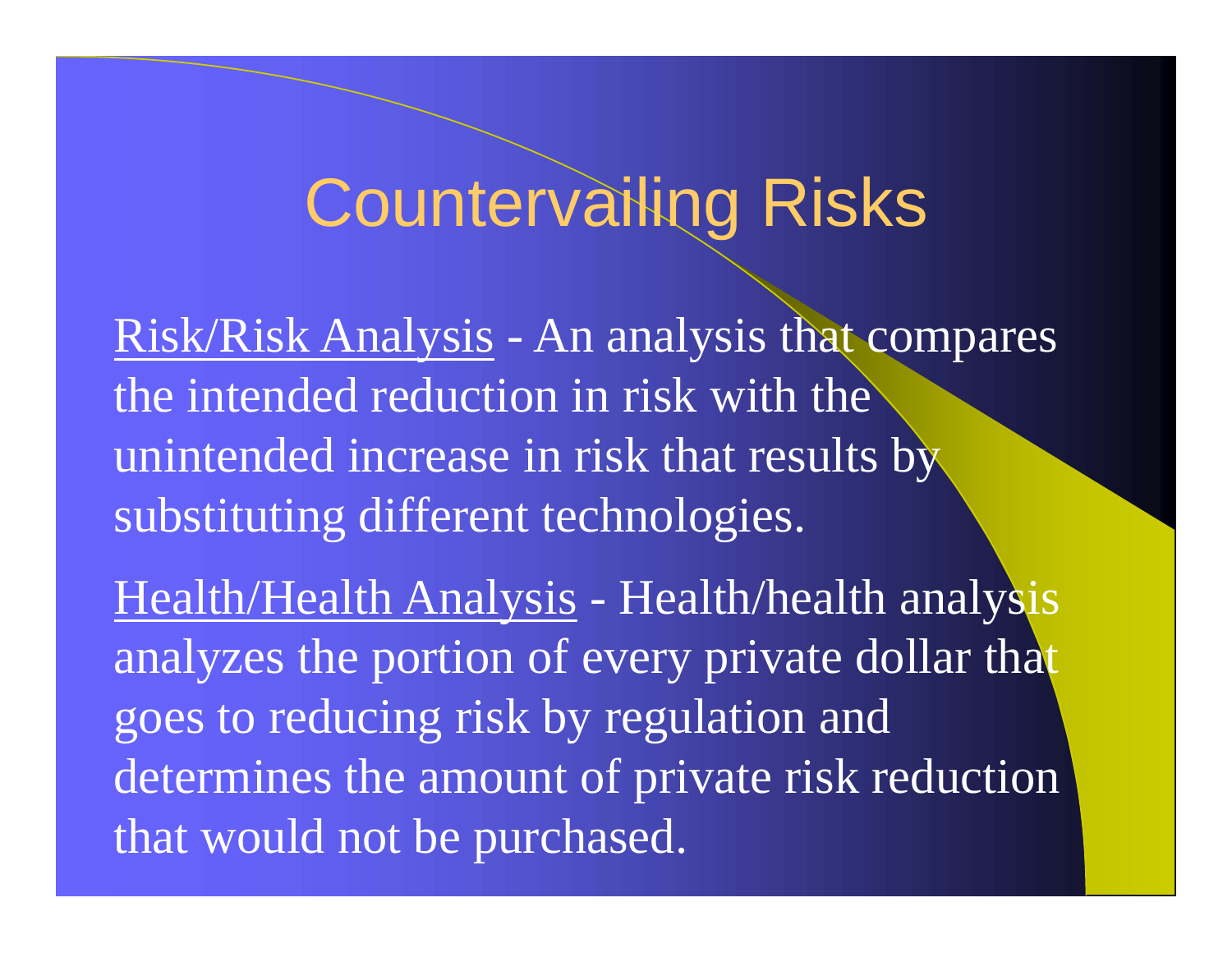# Countervailing Risks

<u>Risk/Risk Analysis</u> - An analysis that compares the intended reduction in risk with the unintended increase in risk that results by substituting different technologies.

<u>Health/Health Analysis</u> - Health/health analysis analyzes the portion of every private dollar that goes to reducing risk by regulation and determines the amount of private risk reduction that would not be purchased.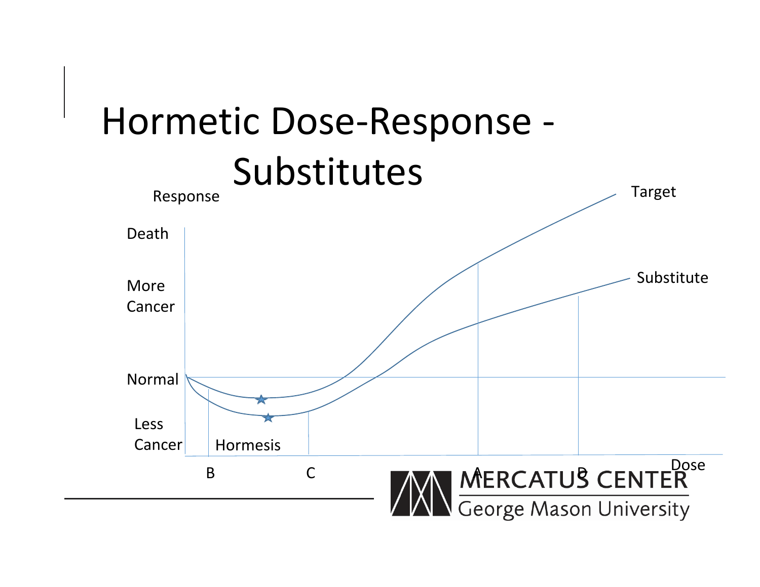# Hormetic Dose-Response - Substitutes

Response

Death

More Cancer

Normal

Less Cancer

Hormesis

Target

Substitute

B

C

A

D

Dose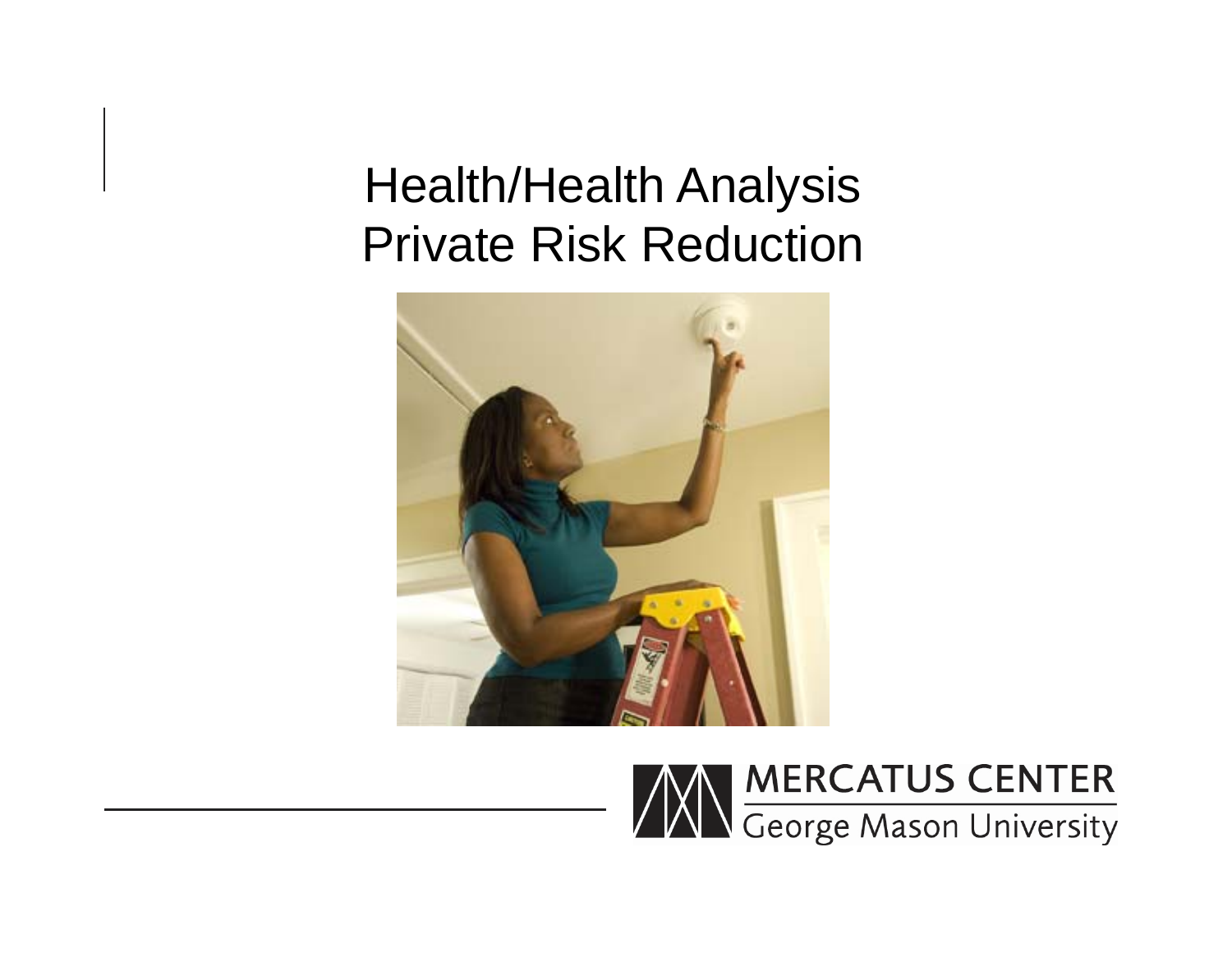# Health/Health Analysis
# Private Risk Reduction

MERCATUS CENTER
George Mason University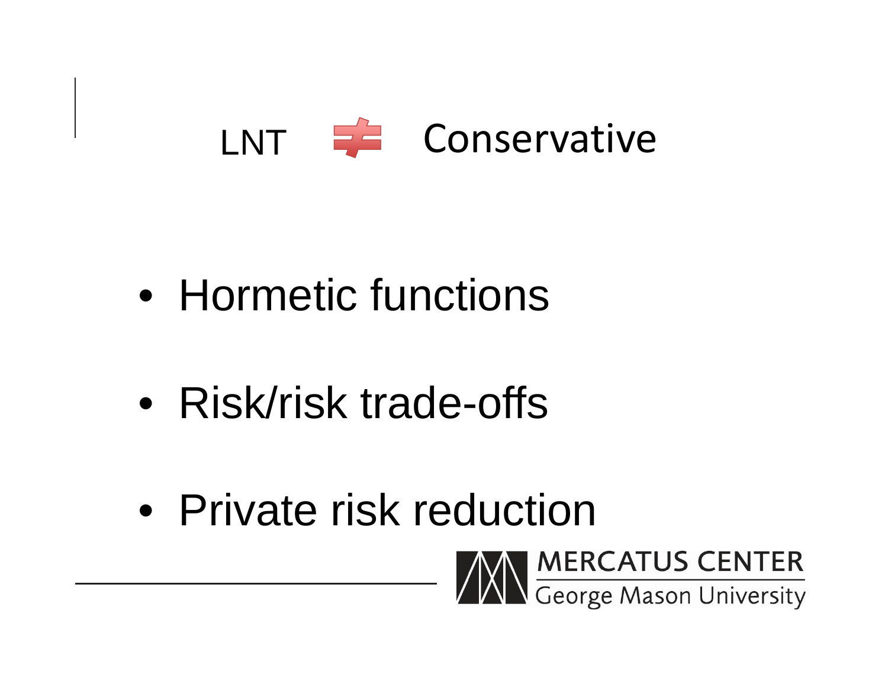# LNT ≠ Conservative

- Hormetic functions
- Risk/risk trade-offs
- Private risk reduction

MERCATUS CENTER
George Mason University